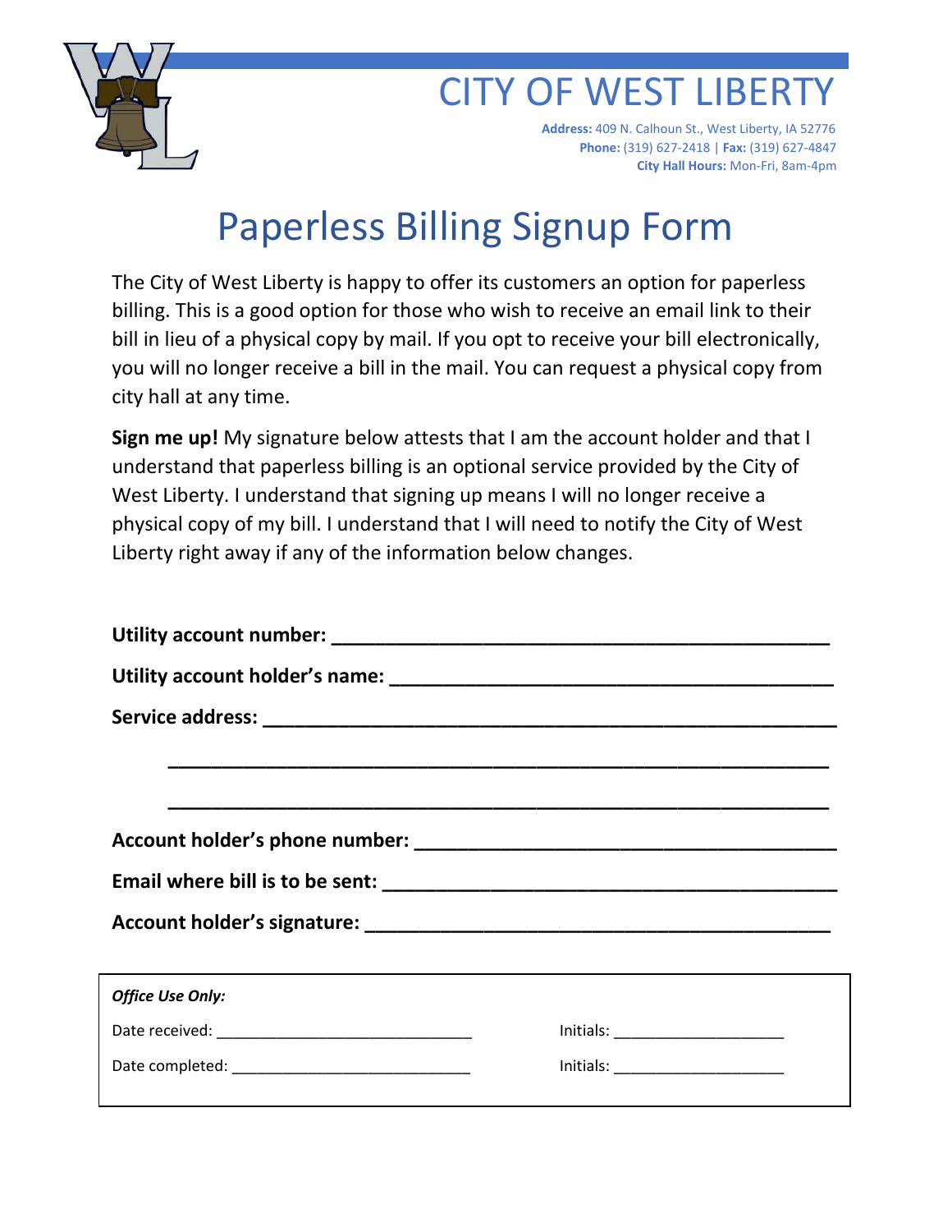# CITY OF WEST LIBERTY

**Address:** 409 N. Calhoun St., West Liberty, IA 52776
**Phone:** (319) 627-2418 | **Fax:** (319) 627-4847
**City Hall Hours:** Mon-Fri, 8am-4pm

# Paperless Billing Signup Form

The City of West Liberty is happy to offer its customers an option for paperless billing. This is a good option for those who wish to receive an email link to their bill in lieu of a physical copy by mail. If you opt to receive your bill electronically, you will no longer receive a bill in the mail. You can request a physical copy from city hall at any time.

**Sign me up!** My signature below attests that I am the account holder and that I understand that paperless billing is an optional service provided by the City of West Liberty. I understand that signing up means I will no longer receive a physical copy of my bill. I understand that I will need to notify the City of West Liberty right away if any of the information below changes.

**Utility account number:** ______________________________________________

**Utility account holder's name:** ________________________________________

**Service address:** ____________________________________________________

____________________________________________________

____________________________________________________

**Account holder's phone number:** ______________________________________

**Email where bill is to be sent:** ________________________________________

**Account holder's signature:** __________________________________________

***Office Use Only:***

Date received: ______________________________ Initials: ____________________

Date completed: ____________________________ Initials: ____________________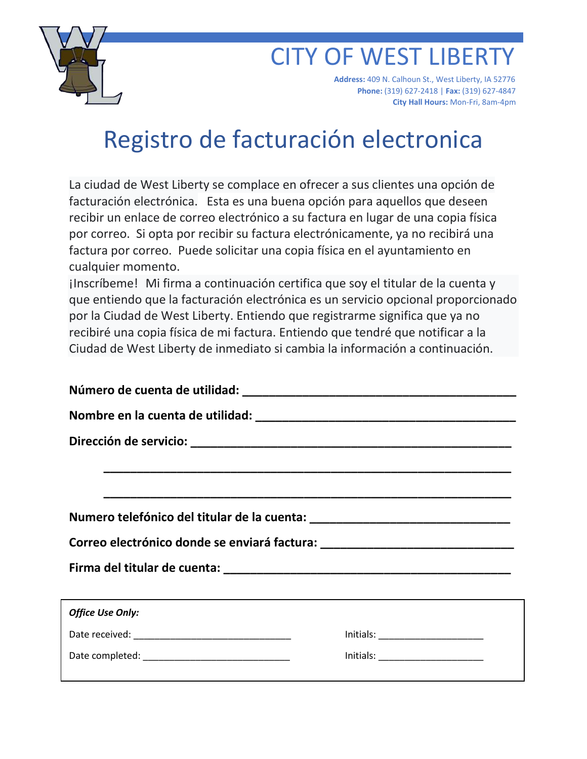# CITY OF WEST LIBERTY

**Address:** 409 N. Calhoun St., West Liberty, IA 52776
**Phone:** (319) 627-2418 | **Fax:** (319) 627-4847
**City Hall Hours:** Mon-Fri, 8am-4pm

# Registro de facturación electronica

La ciudad de West Liberty se complace en ofrecer a sus clientes una opción de facturación electrónica. Esta es una buena opción para aquellos que deseen recibir un enlace de correo electrónico a su factura en lugar de una copia física por correo. Si opta por recibir su factura electrónicamente, ya no recibirá una factura por correo. Puede solicitar una copia física en el ayuntamiento en cualquier momento.

¡Inscríbeme! Mi firma a continuación certifica que soy el titular de la cuenta y que entiendo que la facturación electrónica es un servicio opcional proporcionado por la Ciudad de West Liberty. Entiendo que registrarme significa que ya no recibiré una copia física de mi factura. Entiendo que tendré que notificar a la Ciudad de West Liberty de inmediato si cambia la información a continuación.

**Número de cuenta de utilidad:** ________________________________________

**Nombre en la cuenta de utilidad:** ________________________________________

**Dirección de servicio:** ________________________________________

________________________________________

________________________________________

**Numero telefónico del titular de la cuenta:** ______________________________

**Correo electrónico donde se enviará factura:** ______________________________

**Firma del titular de cuenta:** ________________________________________

***Office Use Only:***

Date received: ____________________________ Initials: ____________________

Date completed: ___________________________ Initials: ____________________